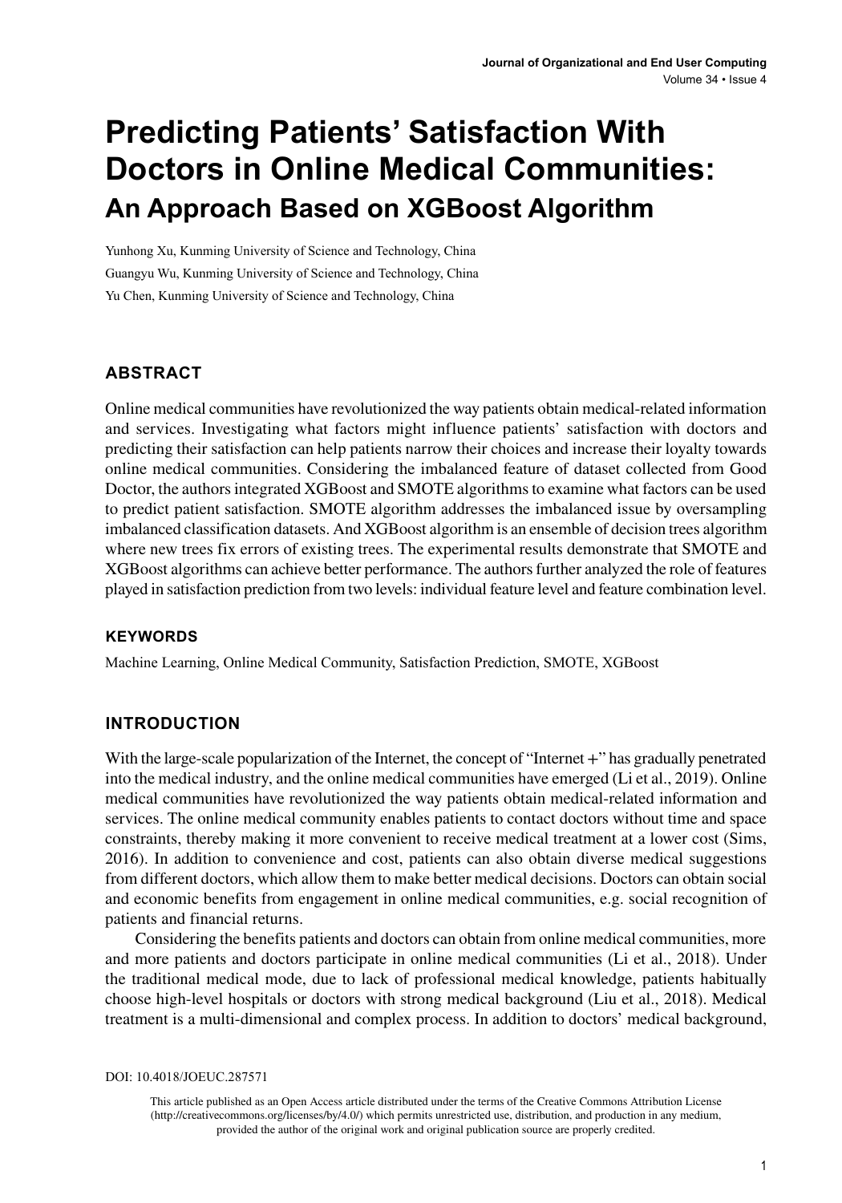# Predicting Patients' Satisfaction With Doctors in Online Medical Communities:

## An Approach Based on XGBoost Algorithm

Yunhong Xu, Kunming University of Science and Technology, China

Guangyu Wu, Kunming University of Science and Technology, China

Yu Chen, Kunming University of Science and Technology, China

## ABSTRACT

Online medical communities have revolutionized the way patients obtain medical-related information and services. Investigating what factors might influence patients' satisfaction with doctors and predicting their satisfaction can help patients narrow their choices and increase their loyalty towards online medical communities. Considering the imbalanced feature of dataset collected from Good Doctor, the authors integrated XGBoost and SMOTE algorithms to examine what factors can be used to predict patient satisfaction. SMOTE algorithm addresses the imbalanced issue by oversampling imbalanced classification datasets. And XGBoost algorithm is an ensemble of decision trees algorithm where new trees fix errors of existing trees. The experimental results demonstrate that SMOTE and XGBoost algorithms can achieve better performance. The authors further analyzed the role of features played in satisfaction prediction from two levels: individual feature level and feature combination level.

## KEYWORDS

Machine Learning, Online Medical Community, Satisfaction Prediction, SMOTE, XGBoost

## INTRODUCTION

With the large-scale popularization of the Internet, the concept of "Internet +" has gradually penetrated into the medical industry, and the online medical communities have emerged (Li et al., 2019). Online medical communities have revolutionized the way patients obtain medical-related information and services. The online medical community enables patients to contact doctors without time and space constraints, thereby making it more convenient to receive medical treatment at a lower cost (Sims, 2016). In addition to convenience and cost, patients can also obtain diverse medical suggestions from different doctors, which allow them to make better medical decisions. Doctors can obtain social and economic benefits from engagement in online medical communities, e.g. social recognition of patients and financial returns.

Considering the benefits patients and doctors can obtain from online medical communities, more and more patients and doctors participate in online medical communities (Li et al., 2018). Under the traditional medical mode, due to lack of professional medical knowledge, patients habitually choose high-level hospitals or doctors with strong medical background (Liu et al., 2018). Medical treatment is a multi-dimensional and complex process. In addition to doctors' medical background,

DOI: 10.4018/JOEUC.287571

This article published as an Open Access article distributed under the terms of the Creative Commons Attribution License (http://creativecommons.org/licenses/by/4.0/) which permits unrestricted use, distribution, and production in any medium, provided the author of the original work and original publication source are properly credited.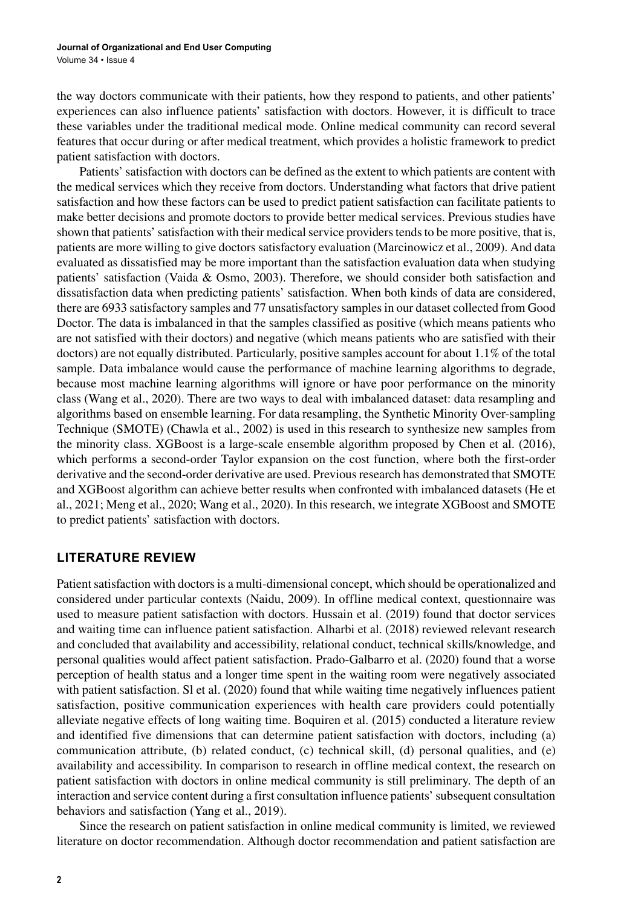the way doctors communicate with their patients, how they respond to patients, and other patients' experiences can also influence patients' satisfaction with doctors. However, it is difficult to trace these variables under the traditional medical mode. Online medical community can record several features that occur during or after medical treatment, which provides a holistic framework to predict patient satisfaction with doctors.

Patients' satisfaction with doctors can be defined as the extent to which patients are content with the medical services which they receive from doctors. Understanding what factors that drive patient satisfaction and how these factors can be used to predict patient satisfaction can facilitate patients to make better decisions and promote doctors to provide better medical services. Previous studies have shown that patients' satisfaction with their medical service providers tends to be more positive, that is, patients are more willing to give doctors satisfactory evaluation (Marcinowicz et al., 2009). And data evaluated as dissatisfied may be more important than the satisfaction evaluation data when studying patients' satisfaction (Vaida & Osmo, 2003). Therefore, we should consider both satisfaction and dissatisfaction data when predicting patients' satisfaction. When both kinds of data are considered, there are 6933 satisfactory samples and 77 unsatisfactory samples in our dataset collected from Good Doctor. The data is imbalanced in that the samples classified as positive (which means patients who are not satisfied with their doctors) and negative (which means patients who are satisfied with their doctors) are not equally distributed. Particularly, positive samples account for about 1.1% of the total sample. Data imbalance would cause the performance of machine learning algorithms to degrade, because most machine learning algorithms will ignore or have poor performance on the minority class (Wang et al., 2020). There are two ways to deal with imbalanced dataset: data resampling and algorithms based on ensemble learning. For data resampling, the Synthetic Minority Over-sampling Technique (SMOTE) (Chawla et al., 2002) is used in this research to synthesize new samples from the minority class. XGBoost is a large-scale ensemble algorithm proposed by Chen et al. (2016), which performs a second-order Taylor expansion on the cost function, where both the first-order derivative and the second-order derivative are used. Previous research has demonstrated that SMOTE and XGBoost algorithm can achieve better results when confronted with imbalanced datasets (He et al., 2021; Meng et al., 2020; Wang et al., 2020). In this research, we integrate XGBoost and SMOTE to predict patients' satisfaction with doctors.

## LITERATURE REVIEW

Patient satisfaction with doctors is a multi-dimensional concept, which should be operationalized and considered under particular contexts (Naidu, 2009). In offline medical context, questionnaire was used to measure patient satisfaction with doctors. Hussain et al. (2019) found that doctor services and waiting time can influence patient satisfaction. Alharbi et al. (2018) reviewed relevant research and concluded that availability and accessibility, relational conduct, technical skills/knowledge, and personal qualities would affect patient satisfaction. Prado-Galbarro et al. (2020) found that a worse perception of health status and a longer time spent in the waiting room were negatively associated with patient satisfaction. Sl et al. (2020) found that while waiting time negatively influences patient satisfaction, positive communication experiences with health care providers could potentially alleviate negative effects of long waiting time. Boquiren et al. (2015) conducted a literature review and identified five dimensions that can determine patient satisfaction with doctors, including (a) communication attribute, (b) related conduct, (c) technical skill, (d) personal qualities, and (e) availability and accessibility. In comparison to research in offline medical context, the research on patient satisfaction with doctors in online medical community is still preliminary. The depth of an interaction and service content during a first consultation influence patients' subsequent consultation behaviors and satisfaction (Yang et al., 2019).

Since the research on patient satisfaction in online medical community is limited, we reviewed literature on doctor recommendation. Although doctor recommendation and patient satisfaction are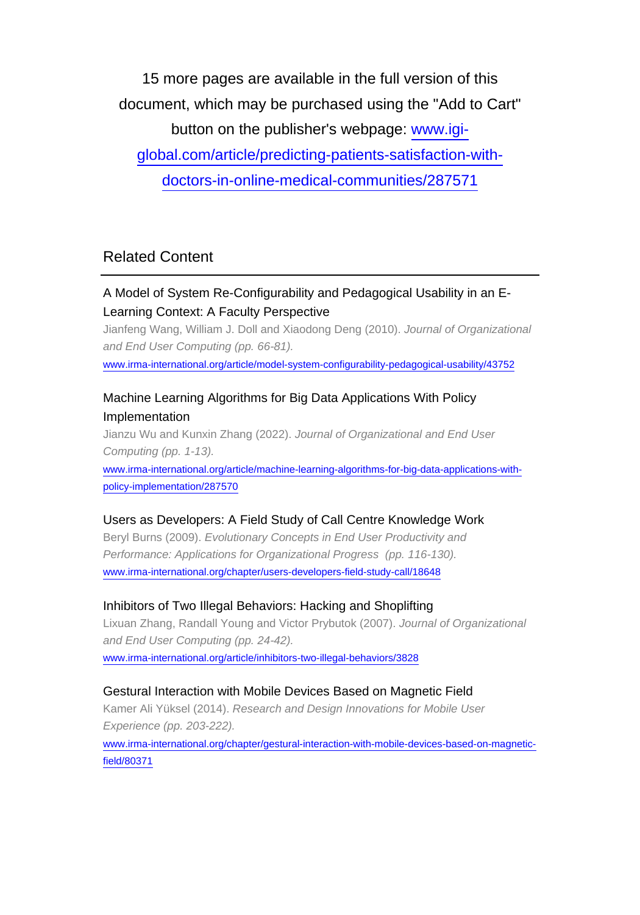15 more pages are available in the full version of this document, which may be purchased using the "Add to Cart" button on the publisher's webpage: [www.igi-global.com/article/predicting-patients-satisfaction-with-doctors-in-online-medical-communities/287571](www.igi-global.com/article/predicting-patients-satisfaction-with-doctors-in-online-medical-communities/287571)

## Related Content

A Model of System Re-Configurability and Pedagogical Usability in an E-Learning Context: A Faculty Perspective
Jianfeng Wang, William J. Doll and Xiaodong Deng (2010). *Journal of Organizational and End User Computing (pp. 66-81).*
[www.irma-international.org/article/model-system-configurability-pedagogical-usability/43752](www.irma-international.org/article/model-system-configurability-pedagogical-usability/43752)

Machine Learning Algorithms for Big Data Applications With Policy Implementation
Jianzu Wu and Kunxin Zhang (2022). *Journal of Organizational and End User Computing (pp. 1-13).*
[www.irma-international.org/article/machine-learning-algorithms-for-big-data-applications-with-policy-implementation/287570](www.irma-international.org/article/machine-learning-algorithms-for-big-data-applications-with-policy-implementation/287570)

Users as Developers: A Field Study of Call Centre Knowledge Work
Beryl Burns (2009). *Evolutionary Concepts in End User Productivity and Performance: Applications for Organizational Progress (pp. 116-130).*
[www.irma-international.org/chapter/users-developers-field-study-call/18648](www.irma-international.org/chapter/users-developers-field-study-call/18648)

Inhibitors of Two Illegal Behaviors: Hacking and Shoplifting
Lixuan Zhang, Randall Young and Victor Prybutok (2007). *Journal of Organizational and End User Computing (pp. 24-42).*
[www.irma-international.org/article/inhibitors-two-illegal-behaviors/3828](www.irma-international.org/article/inhibitors-two-illegal-behaviors/3828)

Gestural Interaction with Mobile Devices Based on Magnetic Field
Kamer Ali Yüksel (2014). *Research and Design Innovations for Mobile User Experience (pp. 203-222).*
[www.irma-international.org/chapter/gestural-interaction-with-mobile-devices-based-on-magnetic-field/80371](www.irma-international.org/chapter/gestural-interaction-with-mobile-devices-based-on-magnetic-field/80371)